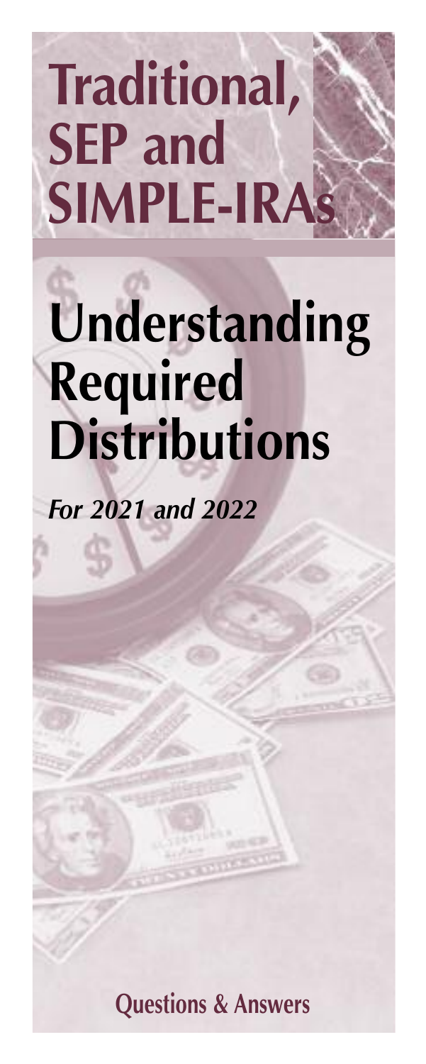# Traditional, SEP and SIMPLE-IRAs

# Understanding Required Distributions

***For 2021 and 2022***

**Questions & Answers**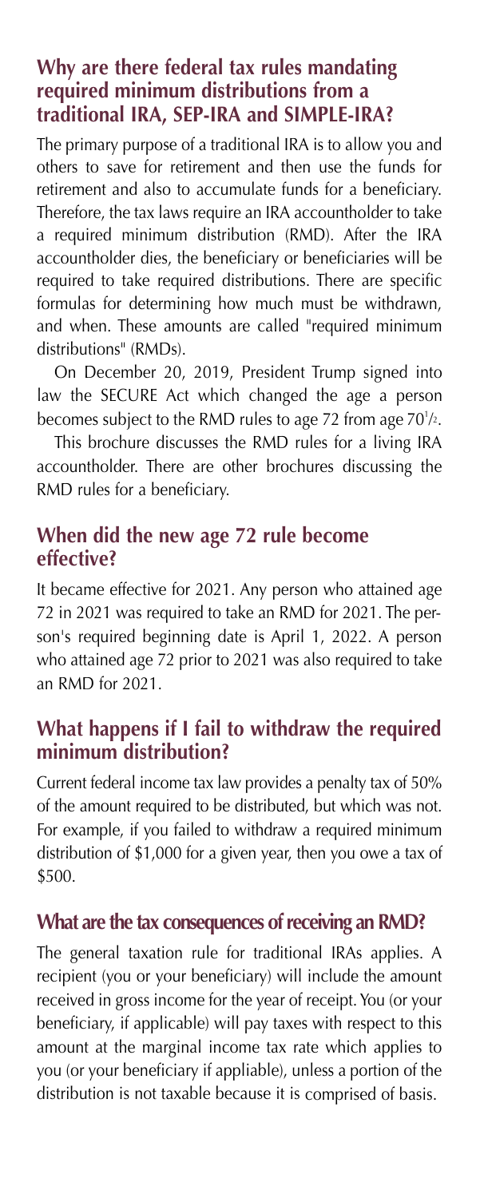## Why are there federal tax rules mandating required minimum distributions from a traditional IRA, SEP-IRA and SIMPLE-IRA?

The primary purpose of a traditional IRA is to allow you and others to save for retirement and then use the funds for retirement and also to accumulate funds for a beneficiary. Therefore, the tax laws require an IRA accountholder to take a required minimum distribution (RMD). After the IRA accountholder dies, the beneficiary or beneficiaries will be required to take required distributions. There are specific formulas for determining how much must be withdrawn, and when. These amounts are called "required minimum distributions" (RMDs).

On December 20, 2019, President Trump signed into law the SECURE Act which changed the age a person becomes subject to the RMD rules to age 72 from age 70½.

This brochure discusses the RMD rules for a living IRA accountholder. There are other brochures discussing the RMD rules for a beneficiary.

## When did the new age 72 rule become effective?

It became effective for 2021. Any person who attained age 72 in 2021 was required to take an RMD for 2021. The person's required beginning date is April 1, 2022. A person who attained age 72 prior to 2021 was also required to take an RMD for 2021.

## What happens if I fail to withdraw the required minimum distribution?

Current federal income tax law provides a penalty tax of 50% of the amount required to be distributed, but which was not. For example, if you failed to withdraw a required minimum distribution of $1,000 for a given year, then you owe a tax of $500.

## What are the tax consequences of receiving an RMD?

The general taxation rule for traditional IRAs applies. A recipient (you or your beneficiary) will include the amount received in gross income for the year of receipt. You (or your beneficiary, if applicable) will pay taxes with respect to this amount at the marginal income tax rate which applies to you (or your beneficiary if appliable), unless a portion of the distribution is not taxable because it is comprised of basis.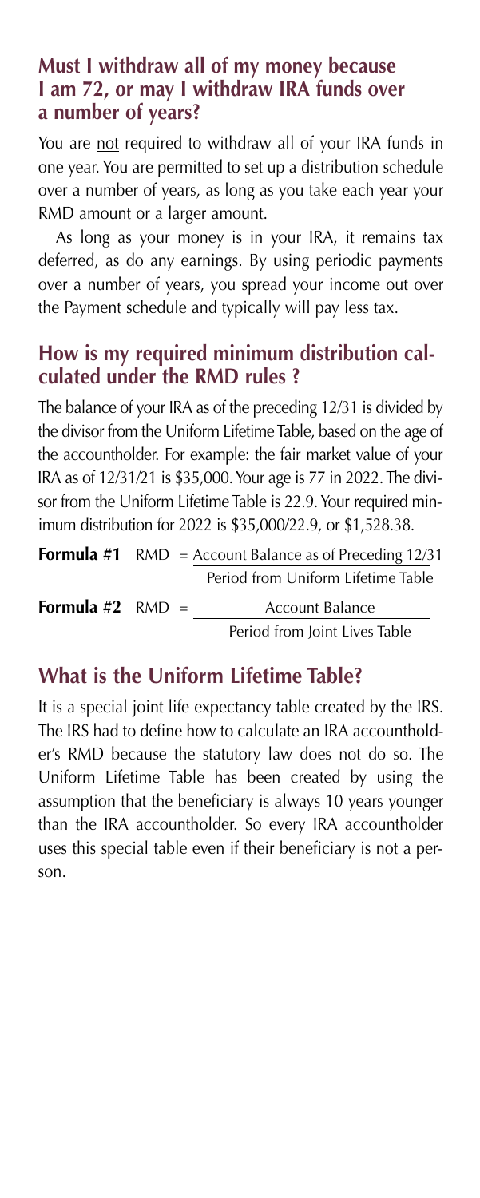## Must I withdraw all of my money because I am 72, or may I withdraw IRA funds over a number of years?

You are <u>not</u> required to withdraw all of your IRA funds in one year. You are permitted to set up a distribution schedule over a number of years, as long as you take each year your RMD amount or a larger amount.

As long as your money is in your IRA, it remains tax deferred, as do any earnings. By using periodic payments over a number of years, you spread your income out over the Payment schedule and typically will pay less tax.

## How is my required minimum distribution calculated under the RMD rules ?

The balance of your IRA as of the preceding 12/31 is divided by the divisor from the Uniform Lifetime Table, based on the age of the accountholder. For example: the fair market value of your IRA as of 12/31/21 is $35,000. Your age is 77 in 2022. The divisor from the Uniform Lifetime Table is 22.9. Your required minimum distribution for 2022 is $35,000/22.9, or $1,528.38.

**Formula #1** $\text{RMD} = \dfrac{\text{Account Balance as of Preceding 12/31}}{\text{Period from Uniform Lifetime Table}}$

**Formula #2** $\text{RMD} = \dfrac{\text{Account Balance}}{\text{Period from Joint Lives Table}}$

## What is the Uniform Lifetime Table?

It is a special joint life expectancy table created by the IRS. The IRS had to define how to calculate an IRA accountholder's RMD because the statutory law does not do so. The Uniform Lifetime Table has been created by using the assumption that the beneficiary is always 10 years younger than the IRA accountholder. So every IRA accountholder uses this special table even if their beneficiary is not a person.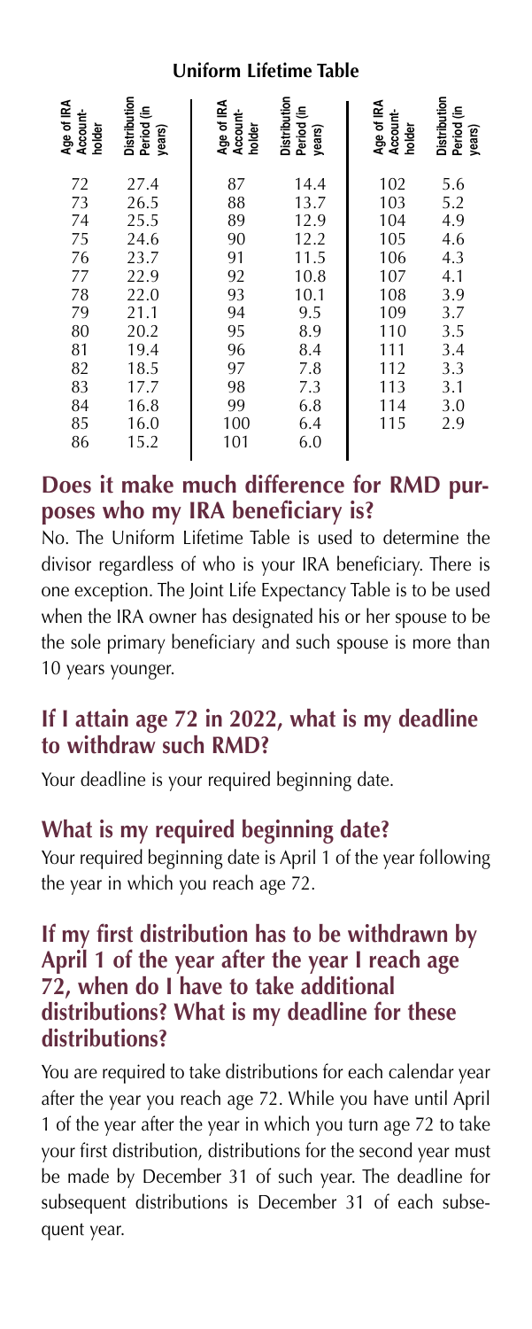## Uniform Lifetime Table

| Age of IRA Account-holder | Distribution Period (in years) | Age of IRA Account-holder | Distribution Period (in years) | Age of IRA Account-holder | Distribution Period (in years) |
|---|---|---|---|---|---|
| 72 | 27.4 | 87 | 14.4 | 102 | 5.6 |
| 73 | 26.5 | 88 | 13.7 | 103 | 5.2 |
| 74 | 25.5 | 89 | 12.9 | 104 | 4.9 |
| 75 | 24.6 | 90 | 12.2 | 105 | 4.6 |
| 76 | 23.7 | 91 | 11.5 | 106 | 4.3 |
| 77 | 22.9 | 92 | 10.8 | 107 | 4.1 |
| 78 | 22.0 | 93 | 10.1 | 108 | 3.9 |
| 79 | 21.1 | 94 | 9.5 | 109 | 3.7 |
| 80 | 20.2 | 95 | 8.9 | 110 | 3.5 |
| 81 | 19.4 | 96 | 8.4 | 111 | 3.4 |
| 82 | 18.5 | 97 | 7.8 | 112 | 3.3 |
| 83 | 17.7 | 98 | 7.3 | 113 | 3.1 |
| 84 | 16.8 | 99 | 6.8 | 114 | 3.0 |
| 85 | 16.0 | 100 | 6.4 | 115 | 2.9 |
| 86 | 15.2 | 101 | 6.0 | | |

## Does it make much difference for RMD purposes who my IRA beneficiary is?

No. The Uniform Lifetime Table is used to determine the divisor regardless of who is your IRA beneficiary. There is one exception. The Joint Life Expectancy Table is to be used when the IRA owner has designated his or her spouse to be the sole primary beneficiary and such spouse is more than 10 years younger.

## If I attain age 72 in 2022, what is my deadline to withdraw such RMD?

Your deadline is your required beginning date.

## What is my required beginning date?

Your required beginning date is April 1 of the year following the year in which you reach age 72.

## If my first distribution has to be withdrawn by April 1 of the year after the year I reach age 72, when do I have to take additional distributions? What is my deadline for these distributions?

You are required to take distributions for each calendar year after the year you reach age 72. While you have until April 1 of the year after the year in which you turn age 72 to take your first distribution, distributions for the second year must be made by December 31 of such year. The deadline for subsequent distributions is December 31 of each subsequent year.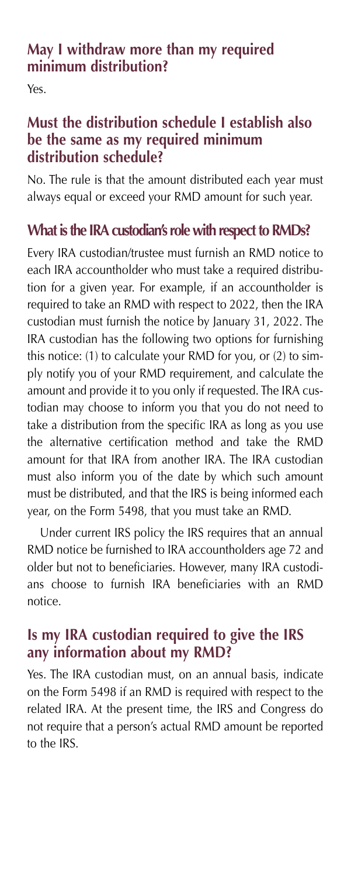## May I withdraw more than my required minimum distribution?

Yes.

## Must the distribution schedule I establish also be the same as my required minimum distribution schedule?

No. The rule is that the amount distributed each year must always equal or exceed your RMD amount for such year.

## What is the IRA custodian's role with respect to RMDs?

Every IRA custodian/trustee must furnish an RMD notice to each IRA accountholder who must take a required distribution for a given year. For example, if an accountholder is required to take an RMD with respect to 2022, then the IRA custodian must furnish the notice by January 31, 2022. The IRA custodian has the following two options for furnishing this notice: (1) to calculate your RMD for you, or (2) to simply notify you of your RMD requirement, and calculate the amount and provide it to you only if requested. The IRA custodian may choose to inform you that you do not need to take a distribution from the specific IRA as long as you use the alternative certification method and take the RMD amount for that IRA from another IRA. The IRA custodian must also inform you of the date by which such amount must be distributed, and that the IRS is being informed each year, on the Form 5498, that you must take an RMD.

Under current IRS policy the IRS requires that an annual RMD notice be furnished to IRA accountholders age 72 and older but not to beneficiaries. However, many IRA custodians choose to furnish IRA beneficiaries with an RMD notice.

## Is my IRA custodian required to give the IRS any information about my RMD?

Yes. The IRA custodian must, on an annual basis, indicate on the Form 5498 if an RMD is required with respect to the related IRA. At the present time, the IRS and Congress do not require that a person's actual RMD amount be reported to the IRS.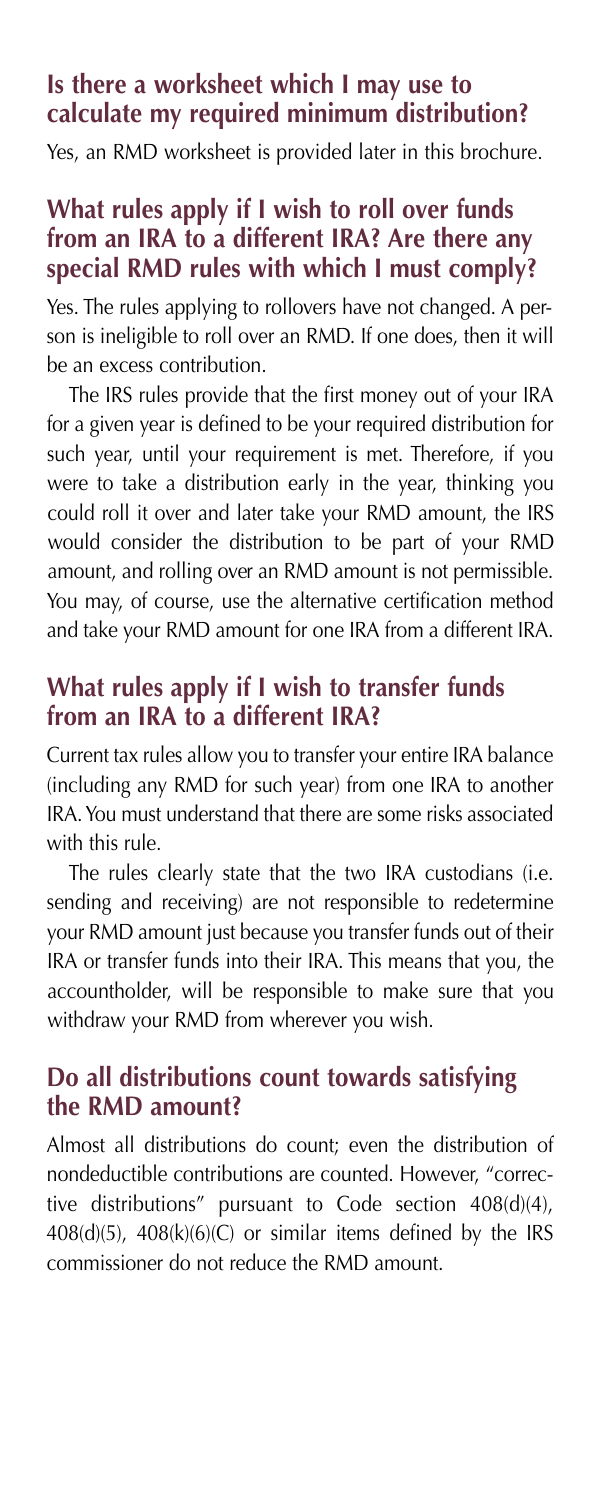## Is there a worksheet which I may use to calculate my required minimum distribution?

Yes, an RMD worksheet is provided later in this brochure.

## What rules apply if I wish to roll over funds from an IRA to a different IRA? Are there any special RMD rules with which I must comply?

Yes. The rules applying to rollovers have not changed. A person is ineligible to roll over an RMD. If one does, then it will be an excess contribution.

The IRS rules provide that the first money out of your IRA for a given year is defined to be your required distribution for such year, until your requirement is met. Therefore, if you were to take a distribution early in the year, thinking you could roll it over and later take your RMD amount, the IRS would consider the distribution to be part of your RMD amount, and rolling over an RMD amount is not permissible. You may, of course, use the alternative certification method and take your RMD amount for one IRA from a different IRA.

## What rules apply if I wish to transfer funds from an IRA to a different IRA?

Current tax rules allow you to transfer your entire IRA balance (including any RMD for such year) from one IRA to another IRA. You must understand that there are some risks associated with this rule.

The rules clearly state that the two IRA custodians (i.e. sending and receiving) are not responsible to redetermine your RMD amount just because you transfer funds out of their IRA or transfer funds into their IRA. This means that you, the accountholder, will be responsible to make sure that you withdraw your RMD from wherever you wish.

## Do all distributions count towards satisfying the RMD amount?

Almost all distributions do count; even the distribution of nondeductible contributions are counted. However, "corrective distributions" pursuant to Code section 408(d)(4), 408(d)(5), 408(k)(6)(C) or similar items defined by the IRS commissioner do not reduce the RMD amount.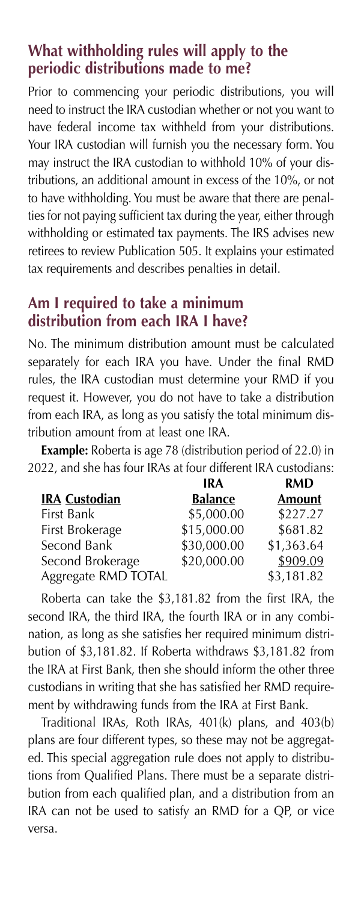## What withholding rules will apply to the periodic distributions made to me?

Prior to commencing your periodic distributions, you will need to instruct the IRA custodian whether or not you want to have federal income tax withheld from your distributions. Your IRA custodian will furnish you the necessary form. You may instruct the IRA custodian to withhold 10% of your distributions, an additional amount in excess of the 10%, or not to have withholding. You must be aware that there are penalties for not paying sufficient tax during the year, either through withholding or estimated tax payments. The IRS advises new retirees to review Publication 505. It explains your estimated tax requirements and describes penalties in detail.

## Am I required to take a minimum distribution from each IRA I have?

No. The minimum distribution amount must be calculated separately for each IRA you have. Under the final RMD rules, the IRA custodian must determine your RMD if you request it. However, you do not have to take a distribution from each IRA, as long as you satisfy the total minimum distribution amount from at least one IRA.

**Example:** Roberta is age 78 (distribution period of 22.0) in 2022, and she has four IRAs at four different IRA custodians:

| IRA Custodian | IRA Balance | RMD Amount |
|---|---|---|
| First Bank | \$5,000.00 | \$227.27 |
| First Brokerage | \$15,000.00 | \$681.82 |
| Second Bank | \$30,000.00 | \$1,363.64 |
| Second Brokerage | \$20,000.00 | \$909.09 |
| Aggregate RMD TOTAL | | \$3,181.82 |

Roberta can take the \$3,181.82 from the first IRA, the second IRA, the third IRA, the fourth IRA or in any combination, as long as she satisfies her required minimum distribution of \$3,181.82. If Roberta withdraws \$3,181.82 from the IRA at First Bank, then she should inform the other three custodians in writing that she has satisfied her RMD requirement by withdrawing funds from the IRA at First Bank.

Traditional IRAs, Roth IRAs, 401(k) plans, and 403(b) plans are four different types, so these may not be aggregated. This special aggregation rule does not apply to distributions from Qualified Plans. There must be a separate distribution from each qualified plan, and a distribution from an IRA can not be used to satisfy an RMD for a QP, or vice versa.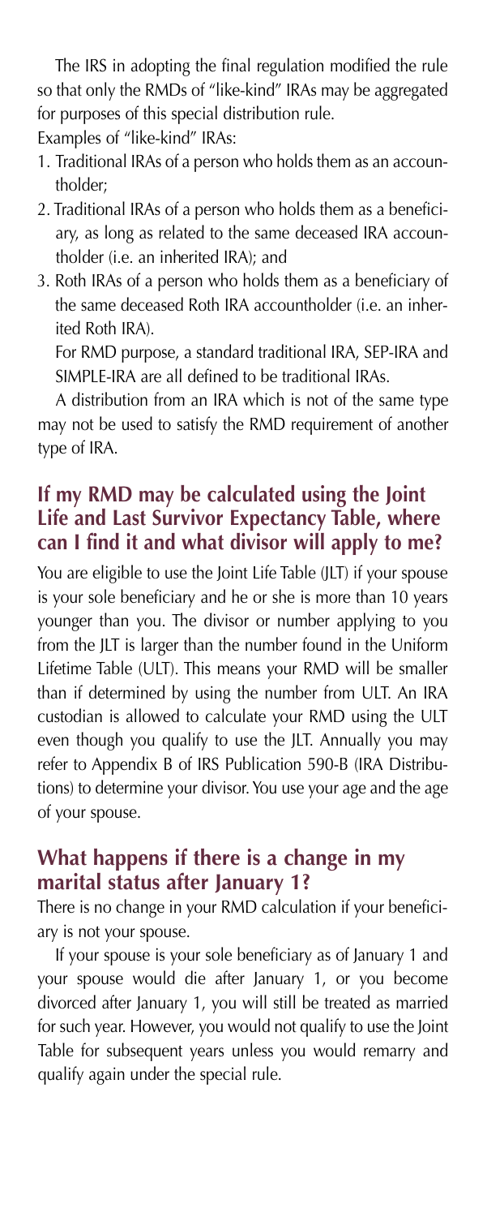The IRS in adopting the final regulation modified the rule so that only the RMDs of "like-kind" IRAs may be aggregated for purposes of this special distribution rule.

Examples of "like-kind" IRAs:

1. Traditional IRAs of a person who holds them as an accountholder;
2. Traditional IRAs of a person who holds them as a beneficiary, as long as related to the same deceased IRA accountholder (i.e. an inherited IRA); and
3. Roth IRAs of a person who holds them as a beneficiary of the same deceased Roth IRA accountholder (i.e. an inherited Roth IRA).

   For RMD purpose, a standard traditional IRA, SEP-IRA and SIMPLE-IRA are all defined to be traditional IRAs.

A distribution from an IRA which is not of the same type may not be used to satisfy the RMD requirement of another type of IRA.

## If my RMD may be calculated using the Joint Life and Last Survivor Expectancy Table, where can I find it and what divisor will apply to me?

You are eligible to use the Joint Life Table (JLT) if your spouse is your sole beneficiary and he or she is more than 10 years younger than you. The divisor or number applying to you from the JLT is larger than the number found in the Uniform Lifetime Table (ULT). This means your RMD will be smaller than if determined by using the number from ULT. An IRA custodian is allowed to calculate your RMD using the ULT even though you qualify to use the JLT. Annually you may refer to Appendix B of IRS Publication 590-B (IRA Distributions) to determine your divisor. You use your age and the age of your spouse.

## What happens if there is a change in my marital status after January 1?

There is no change in your RMD calculation if your beneficiary is not your spouse.

If your spouse is your sole beneficiary as of January 1 and your spouse would die after January 1, or you become divorced after January 1, you will still be treated as married for such year. However, you would not qualify to use the Joint Table for subsequent years unless you would remarry and qualify again under the special rule.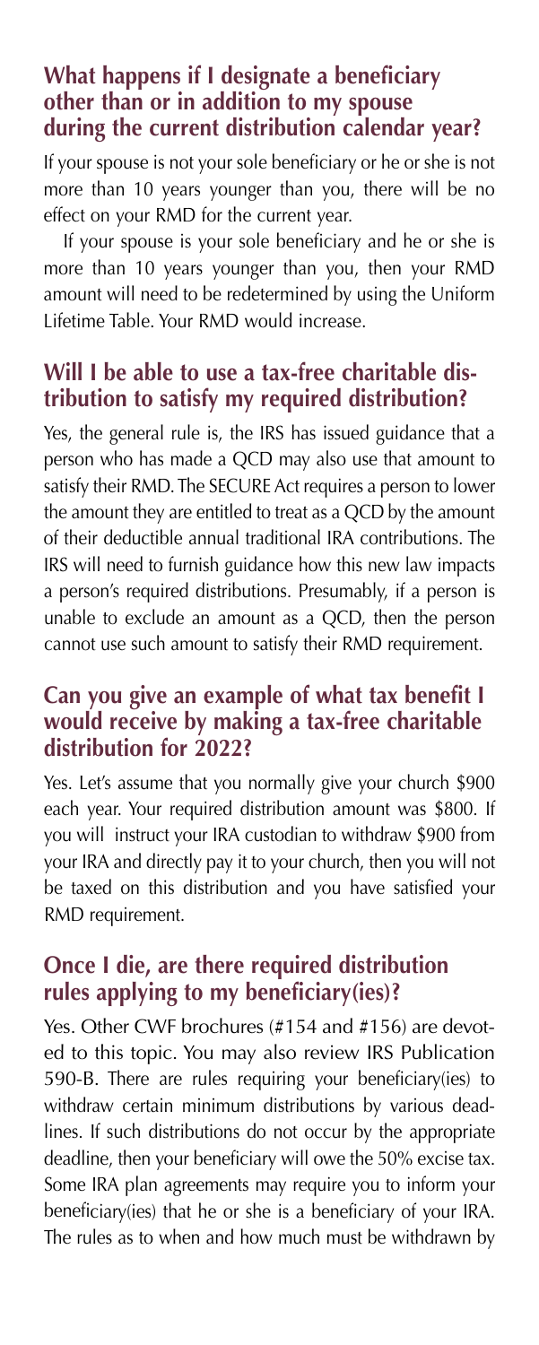## What happens if I designate a beneficiary other than or in addition to my spouse during the current distribution calendar year?

If your spouse is not your sole beneficiary or he or she is not more than 10 years younger than you, there will be no effect on your RMD for the current year.

If your spouse is your sole beneficiary and he or she is more than 10 years younger than you, then your RMD amount will need to be redetermined by using the Uniform Lifetime Table. Your RMD would increase.

## Will I be able to use a tax-free charitable distribution to satisfy my required distribution?

Yes, the general rule is, the IRS has issued guidance that a person who has made a QCD may also use that amount to satisfy their RMD. The SECURE Act requires a person to lower the amount they are entitled to treat as a QCD by the amount of their deductible annual traditional IRA contributions. The IRS will need to furnish guidance how this new law impacts a person's required distributions. Presumably, if a person is unable to exclude an amount as a QCD, then the person cannot use such amount to satisfy their RMD requirement.

## Can you give an example of what tax benefit I would receive by making a tax-free charitable distribution for 2022?

Yes. Let's assume that you normally give your church $900 each year. Your required distribution amount was $800. If you will instruct your IRA custodian to withdraw $900 from your IRA and directly pay it to your church, then you will not be taxed on this distribution and you have satisfied your RMD requirement.

## Once I die, are there required distribution rules applying to my beneficiary(ies)?

Yes. Other CWF brochures (#154 and #156) are devoted to this topic. You may also review IRS Publication 590-B. There are rules requiring your beneficiary(ies) to withdraw certain minimum distributions by various deadlines. If such distributions do not occur by the appropriate deadline, then your beneficiary will owe the 50% excise tax. Some IRA plan agreements may require you to inform your beneficiary(ies) that he or she is a beneficiary of your IRA. The rules as to when and how much must be withdrawn by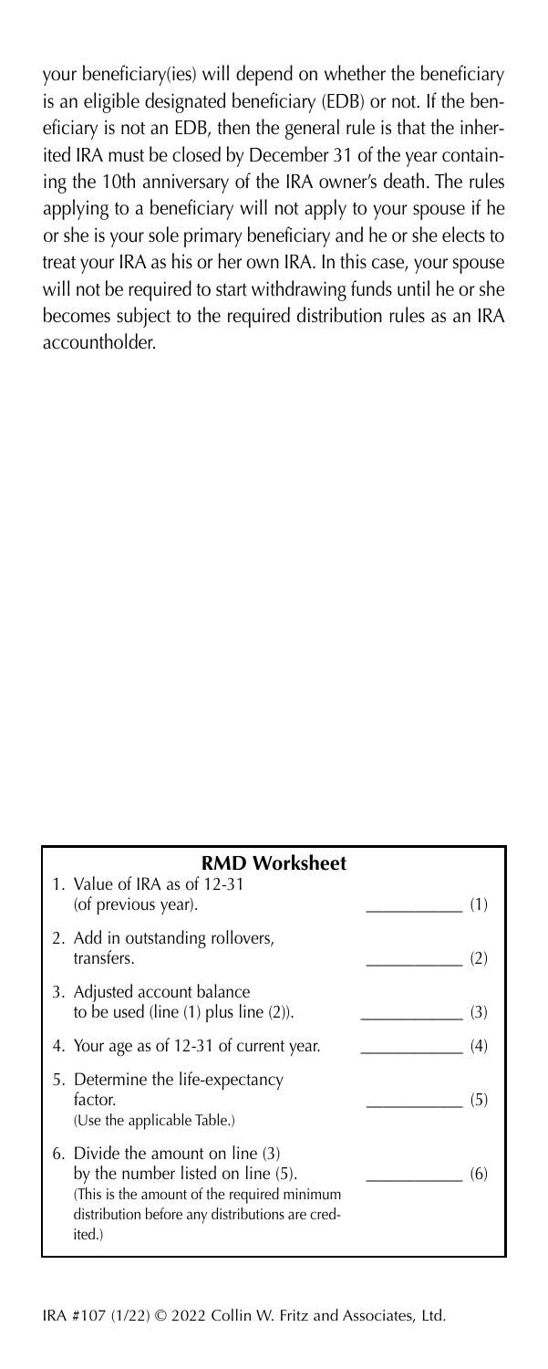your beneficiary(ies) will depend on whether the beneficiary is an eligible designated beneficiary (EDB) or not. If the beneficiary is not an EDB, then the general rule is that the inherited IRA must be closed by December 31 of the year containing the 10th anniversary of the IRA owner's death. The rules applying to a beneficiary will not apply to your spouse if he or she is your sole primary beneficiary and he or she elects to treat your IRA as his or her own IRA. In this case, your spouse will not be required to start withdrawing funds until he or she becomes subject to the required distribution rules as an IRA accountholder.

| **RMD Worksheet** | | |
|---|---|---|
| 1. Value of IRA as of 12-31 (of previous year). | ___________ | (1) |
| 2. Add in outstanding rollovers, transfers. | ___________ | (2) |
| 3. Adjusted account balance to be used (line (1) plus line (2)). | ___________ | (3) |
| 4. Your age as of 12-31 of current year. | ___________ | (4) |
| 5. Determine the life-expectancy factor. (Use the applicable Table.) | ___________ | (5) |
| 6. Divide the amount on line (3) by the number listed on line (5). (This is the amount of the required minimum distribution before any distributions are credited.) | ___________ | (6) |

IRA #107 (1/22) © 2022 Collin W. Fritz and Associates, Ltd.